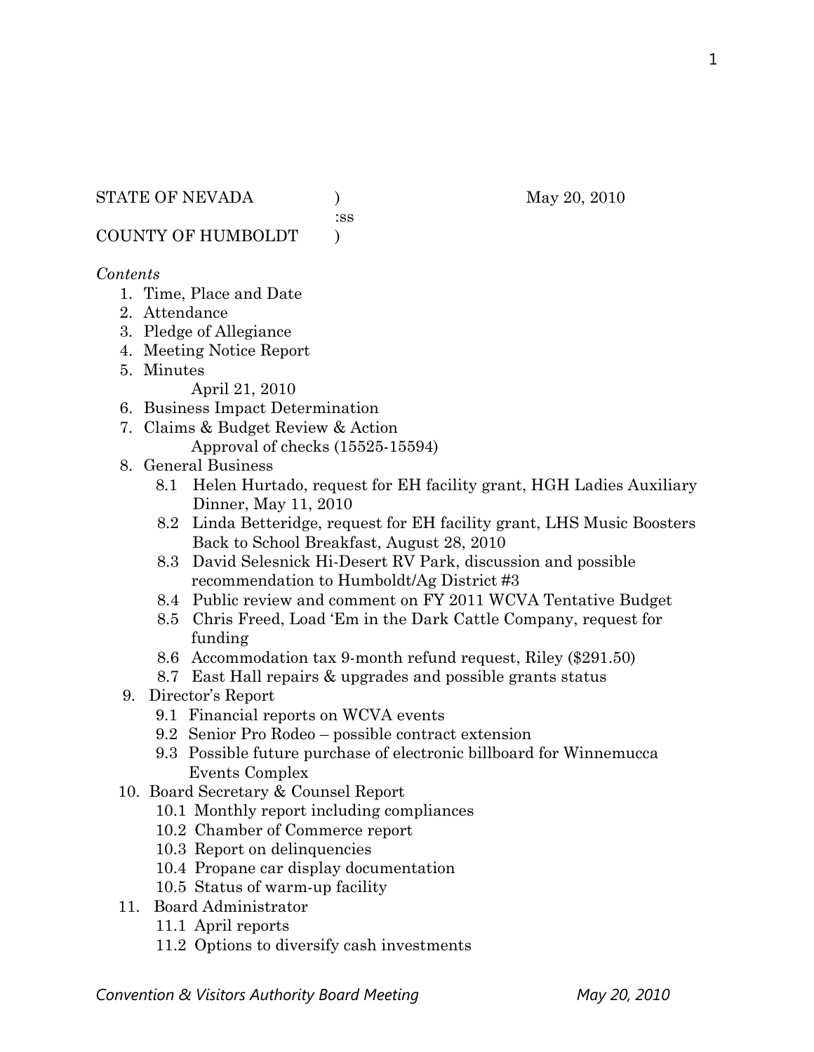STATE OF NEVADA ) May 20, 2010

:ss

COUNTY OF HUMBOLDT )

*Contents*

1. Time, Place and Date
2. Attendance
3. Pledge of Allegiance
4. Meeting Notice Report
5. Minutes
   April 21, 2010
6. Business Impact Determination
7. Claims & Budget Review & Action
   Approval of checks (15525-15594)
8. General Business
   - 8.1 Helen Hurtado, request for EH facility grant, HGH Ladies Auxiliary Dinner, May 11, 2010
   - 8.2 Linda Betteridge, request for EH facility grant, LHS Music Boosters Back to School Breakfast, August 28, 2010
   - 8.3 David Selesnick Hi-Desert RV Park, discussion and possible recommendation to Humboldt/Ag District #3
   - 8.4 Public review and comment on FY 2011 WCVA Tentative Budget
   - 8.5 Chris Freed, Load 'Em in the Dark Cattle Company, request for funding
   - 8.6 Accommodation tax 9-month refund request, Riley ($291.50)
   - 8.7 East Hall repairs & upgrades and possible grants status
9. Director's Report
   - 9.1 Financial reports on WCVA events
   - 9.2 Senior Pro Rodeo – possible contract extension
   - 9.3 Possible future purchase of electronic billboard for Winnemucca Events Complex
10. Board Secretary & Counsel Report
    - 10.1 Monthly report including compliances
    - 10.2 Chamber of Commerce report
    - 10.3 Report on delinquencies
    - 10.4 Propane car display documentation
    - 10.5 Status of warm-up facility
11. Board Administrator
    - 11.1 April reports
    - 11.2 Options to diversify cash investments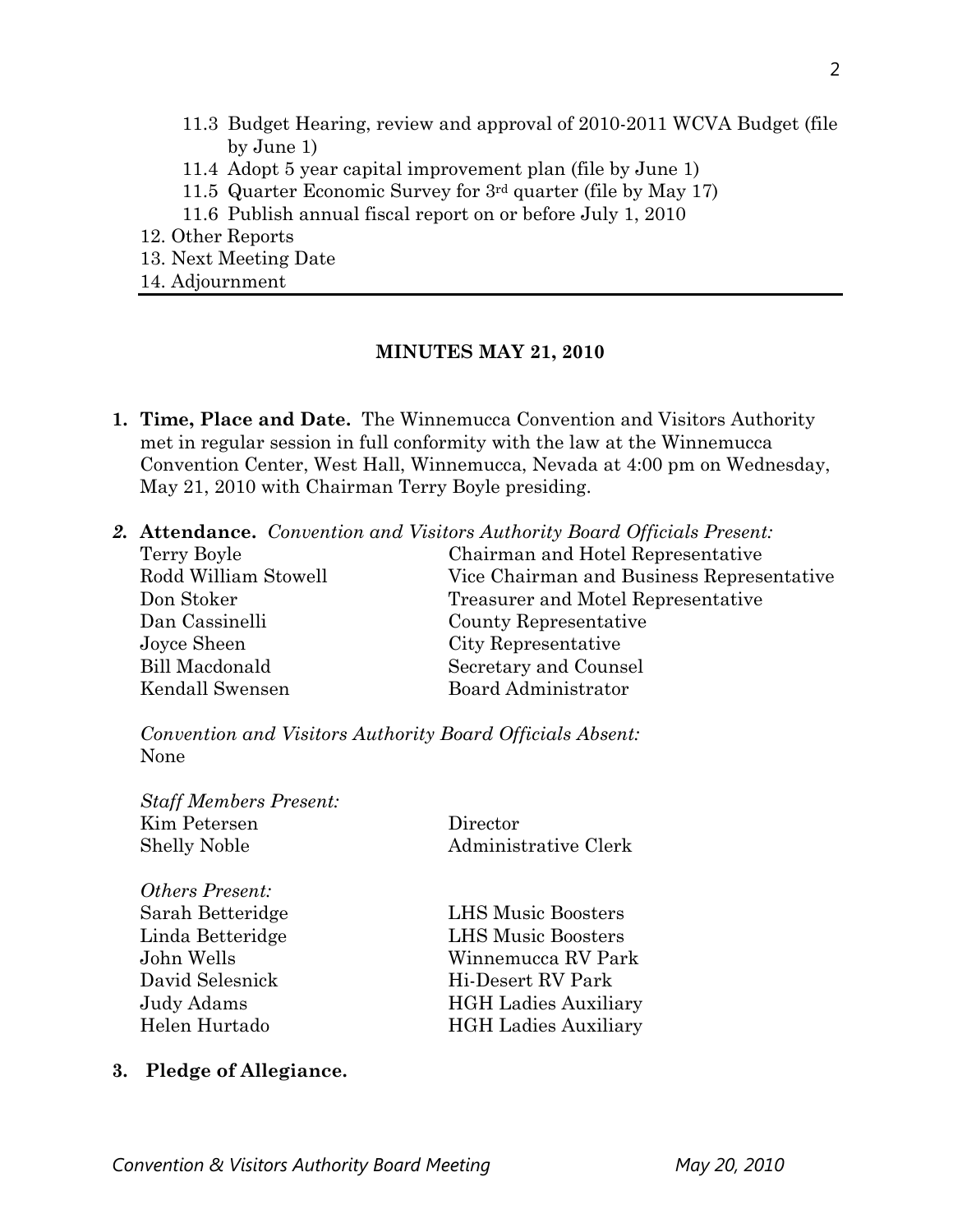11.3 Budget Hearing, review and approval of 2010-2011 WCVA Budget (file by June 1)

11.4 Adopt 5 year capital improvement plan (file by June 1)

11.5 Quarter Economic Survey for 3rd quarter (file by May 17)

11.6 Publish annual fiscal report on or before July 1, 2010

12. Other Reports
13. Next Meeting Date
14. Adjournment

---

## MINUTES MAY 21, 2010

1. **Time, Place and Date.** The Winnemucca Convention and Visitors Authority met in regular session in full conformity with the law at the Winnemucca Convention Center, West Hall, Winnemucca, Nevada at 4:00 pm on Wednesday, May 21, 2010 with Chairman Terry Boyle presiding.

2. **Attendance.** *Convention and Visitors Authority Board Officials Present:*

| | |
|---|---|
| Terry Boyle | Chairman and Hotel Representative |
| Rodd William Stowell | Vice Chairman and Business Representative |
| Don Stoker | Treasurer and Motel Representative |
| Dan Cassinelli | County Representative |
| Joyce Sheen | City Representative |
| Bill Macdonald | Secretary and Counsel |
| Kendall Swensen | Board Administrator |

*Convention and Visitors Authority Board Officials Absent:*
None

*Staff Members Present:*

| | |
|---|---|
| Kim Petersen | Director |
| Shelly Noble | Administrative Clerk |

*Others Present:*

| | |
|---|---|
| Sarah Betteridge | LHS Music Boosters |
| Linda Betteridge | LHS Music Boosters |
| John Wells | Winnemucca RV Park |
| David Selesnick | Hi-Desert RV Park |
| Judy Adams | HGH Ladies Auxiliary |
| Helen Hurtado | HGH Ladies Auxiliary |

3. **Pledge of Allegiance.**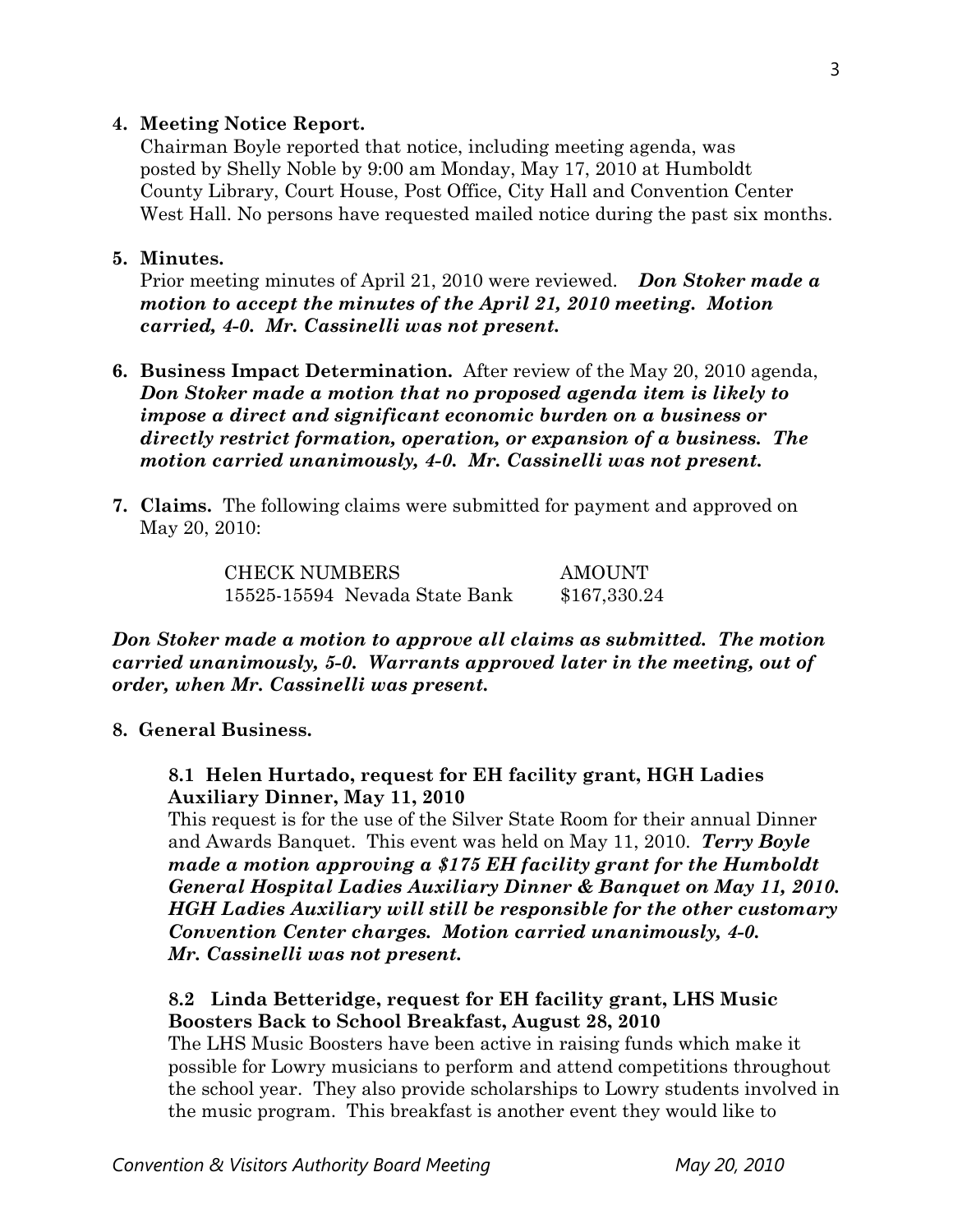**4. Meeting Notice Report.**

Chairman Boyle reported that notice, including meeting agenda, was posted by Shelly Noble by 9:00 am Monday, May 17, 2010 at Humboldt County Library, Court House, Post Office, City Hall and Convention Center West Hall. No persons have requested mailed notice during the past six months.

**5. Minutes.**

Prior meeting minutes of April 21, 2010 were reviewed. ***Don Stoker made a motion to accept the minutes of the April 21, 2010 meeting. Motion carried, 4-0. Mr. Cassinelli was not present.***

**6. Business Impact Determination.** After review of the May 20, 2010 agenda, ***Don Stoker made a motion that no proposed agenda item is likely to impose a direct and significant economic burden on a business or directly restrict formation, operation, or expansion of a business. The motion carried unanimously, 4-0. Mr. Cassinelli was not present.***

**7. Claims.** The following claims were submitted for payment and approved on May 20, 2010:

| CHECK NUMBERS | AMOUNT |
|---|---|
| 15525-15594 Nevada State Bank | $167,330.24 |

***Don Stoker made a motion to approve all claims as submitted. The motion carried unanimously, 5-0. Warrants approved later in the meeting, out of order, when Mr. Cassinelli was present.***

**8. General Business.**

**8.1 Helen Hurtado, request for EH facility grant, HGH Ladies Auxiliary Dinner, May 11, 2010**

This request is for the use of the Silver State Room for their annual Dinner and Awards Banquet. This event was held on May 11, 2010. ***Terry Boyle made a motion approving a $175 EH facility grant for the Humboldt General Hospital Ladies Auxiliary Dinner & Banquet on May 11, 2010. HGH Ladies Auxiliary will still be responsible for the other customary Convention Center charges. Motion carried unanimously, 4-0. Mr. Cassinelli was not present.***

**8.2 Linda Betteridge, request for EH facility grant, LHS Music Boosters Back to School Breakfast, August 28, 2010**

The LHS Music Boosters have been active in raising funds which make it possible for Lowry musicians to perform and attend competitions throughout the school year. They also provide scholarships to Lowry students involved in the music program. This breakfast is another event they would like to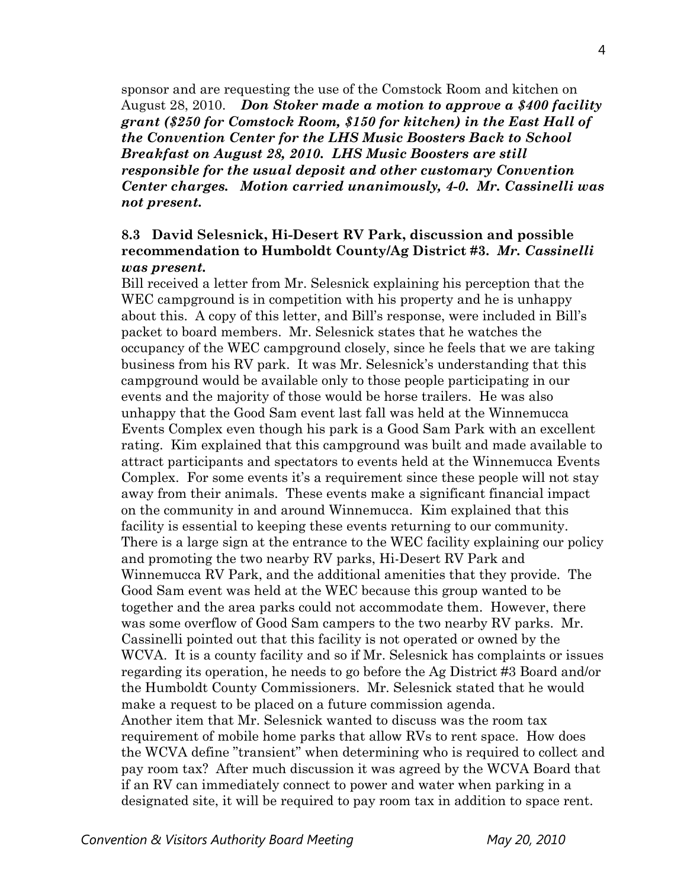sponsor and are requesting the use of the Comstock Room and kitchen on August 28, 2010. ***Don Stoker made a motion to approve a $400 facility grant ($250 for Comstock Room, $150 for kitchen) in the East Hall of the Convention Center for the LHS Music Boosters Back to School Breakfast on August 28, 2010. LHS Music Boosters are still responsible for the usual deposit and other customary Convention Center charges. Motion carried unanimously, 4-0. Mr. Cassinelli was not present.***

**8.3 David Selesnick, Hi-Desert RV Park, discussion and possible recommendation to Humboldt County/Ag District #3.** ***Mr. Cassinelli was present.***

Bill received a letter from Mr. Selesnick explaining his perception that the WEC campground is in competition with his property and he is unhappy about this. A copy of this letter, and Bill's response, were included in Bill's packet to board members. Mr. Selesnick states that he watches the occupancy of the WEC campground closely, since he feels that we are taking business from his RV park. It was Mr. Selesnick's understanding that this campground would be available only to those people participating in our events and the majority of those would be horse trailers. He was also unhappy that the Good Sam event last fall was held at the Winnemucca Events Complex even though his park is a Good Sam Park with an excellent rating. Kim explained that this campground was built and made available to attract participants and spectators to events held at the Winnemucca Events Complex. For some events it's a requirement since these people will not stay away from their animals. These events make a significant financial impact on the community in and around Winnemucca. Kim explained that this facility is essential to keeping these events returning to our community. There is a large sign at the entrance to the WEC facility explaining our policy and promoting the two nearby RV parks, Hi-Desert RV Park and Winnemucca RV Park, and the additional amenities that they provide. The Good Sam event was held at the WEC because this group wanted to be together and the area parks could not accommodate them. However, there was some overflow of Good Sam campers to the two nearby RV parks. Mr. Cassinelli pointed out that this facility is not operated or owned by the WCVA. It is a county facility and so if Mr. Selesnick has complaints or issues regarding its operation, he needs to go before the Ag District #3 Board and/or the Humboldt County Commissioners. Mr. Selesnick stated that he would make a request to be placed on a future commission agenda.

Another item that Mr. Selesnick wanted to discuss was the room tax requirement of mobile home parks that allow RVs to rent space. How does the WCVA define "transient" when determining who is required to collect and pay room tax? After much discussion it was agreed by the WCVA Board that if an RV can immediately connect to power and water when parking in a designated site, it will be required to pay room tax in addition to space rent.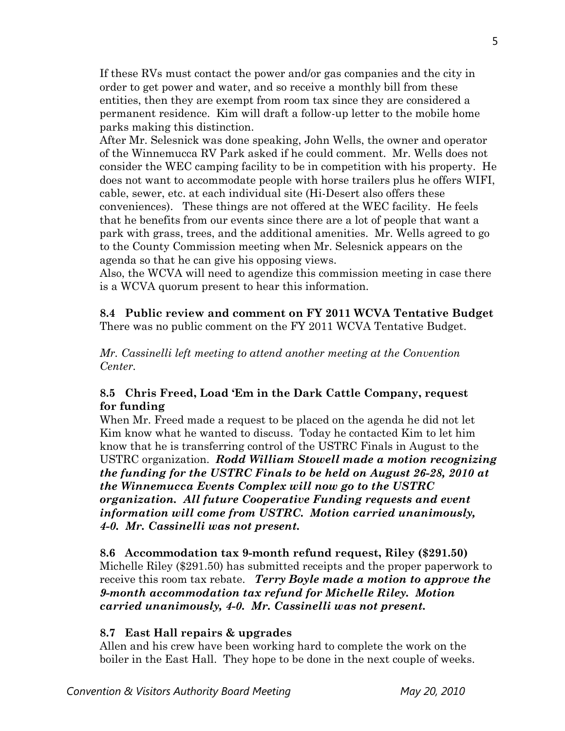If these RVs must contact the power and/or gas companies and the city in order to get power and water, and so receive a monthly bill from these entities, then they are exempt from room tax since they are considered a permanent residence. Kim will draft a follow-up letter to the mobile home parks making this distinction.

After Mr. Selesnick was done speaking, John Wells, the owner and operator of the Winnemucca RV Park asked if he could comment. Mr. Wells does not consider the WEC camping facility to be in competition with his property. He does not want to accommodate people with horse trailers plus he offers WIFI, cable, sewer, etc. at each individual site (Hi-Desert also offers these conveniences). These things are not offered at the WEC facility. He feels that he benefits from our events since there are a lot of people that want a park with grass, trees, and the additional amenities. Mr. Wells agreed to go to the County Commission meeting when Mr. Selesnick appears on the agenda so that he can give his opposing views.

Also, the WCVA will need to agendize this commission meeting in case there is a WCVA quorum present to hear this information.

**8.4 Public review and comment on FY 2011 WCVA Tentative Budget**

There was no public comment on the FY 2011 WCVA Tentative Budget.

*Mr. Cassinelli left meeting to attend another meeting at the Convention Center.*

**8.5 Chris Freed, Load 'Em in the Dark Cattle Company, request for funding**

When Mr. Freed made a request to be placed on the agenda he did not let Kim know what he wanted to discuss. Today he contacted Kim to let him know that he is transferring control of the USTRC Finals in August to the USTRC organization. ***Rodd William Stowell made a motion recognizing the funding for the USTRC Finals to be held on August 26-28, 2010 at the Winnemucca Events Complex will now go to the USTRC organization. All future Cooperative Funding requests and event information will come from USTRC. Motion carried unanimously, 4-0. Mr. Cassinelli was not present.***

**8.6 Accommodation tax 9-month refund request, Riley ($291.50)**

Michelle Riley ($291.50) has submitted receipts and the proper paperwork to receive this room tax rebate. ***Terry Boyle made a motion to approve the 9-month accommodation tax refund for Michelle Riley. Motion carried unanimously, 4-0. Mr. Cassinelli was not present.***

**8.7 East Hall repairs & upgrades**

Allen and his crew have been working hard to complete the work on the boiler in the East Hall. They hope to be done in the next couple of weeks.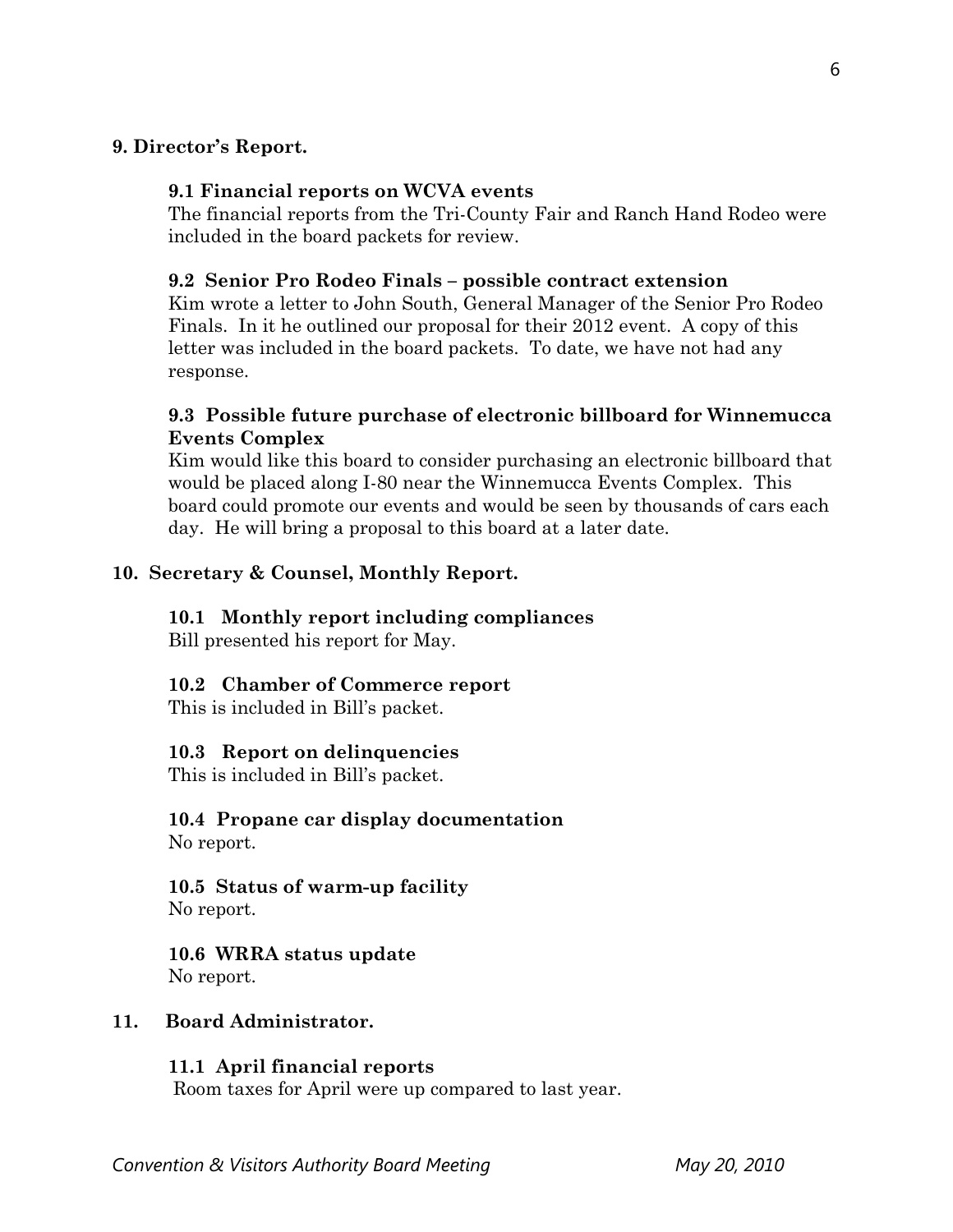**9. Director's Report.**

**9.1 Financial reports on WCVA events**

The financial reports from the Tri-County Fair and Ranch Hand Rodeo were included in the board packets for review.

**9.2 Senior Pro Rodeo Finals – possible contract extension**

Kim wrote a letter to John South, General Manager of the Senior Pro Rodeo Finals. In it he outlined our proposal for their 2012 event. A copy of this letter was included in the board packets. To date, we have not had any response.

**9.3 Possible future purchase of electronic billboard for Winnemucca Events Complex**

Kim would like this board to consider purchasing an electronic billboard that would be placed along I-80 near the Winnemucca Events Complex. This board could promote our events and would be seen by thousands of cars each day. He will bring a proposal to this board at a later date.

**10. Secretary & Counsel, Monthly Report.**

**10.1 Monthly report including compliances**

Bill presented his report for May.

**10.2 Chamber of Commerce report**

This is included in Bill's packet.

**10.3 Report on delinquencies**

This is included in Bill's packet.

**10.4 Propane car display documentation**

No report.

**10.5 Status of warm-up facility**

No report.

**10.6 WRRA status update**

No report.

**11. Board Administrator.**

**11.1 April financial reports**

Room taxes for April were up compared to last year.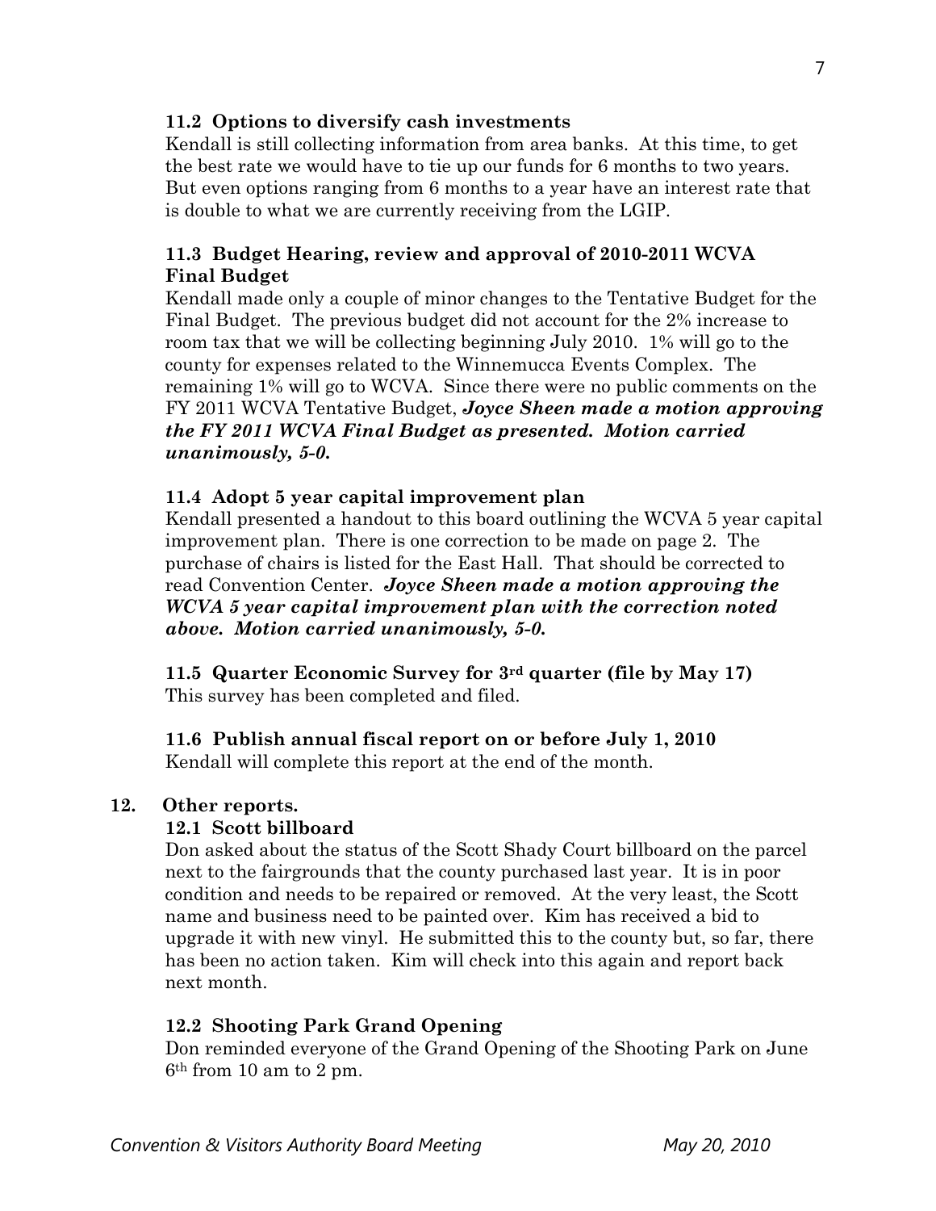### 11.2 Options to diversify cash investments

Kendall is still collecting information from area banks. At this time, to get the best rate we would have to tie up our funds for 6 months to two years. But even options ranging from 6 months to a year have an interest rate that is double to what we are currently receiving from the LGIP.

### 11.3 Budget Hearing, review and approval of 2010-2011 WCVA Final Budget

Kendall made only a couple of minor changes to the Tentative Budget for the Final Budget. The previous budget did not account for the 2% increase to room tax that we will be collecting beginning July 2010. 1% will go to the county for expenses related to the Winnemucca Events Complex. The remaining 1% will go to WCVA. Since there were no public comments on the FY 2011 WCVA Tentative Budget, ***Joyce Sheen made a motion approving the FY 2011 WCVA Final Budget as presented. Motion carried unanimously, 5-0.***

### 11.4 Adopt 5 year capital improvement plan

Kendall presented a handout to this board outlining the WCVA 5 year capital improvement plan. There is one correction to be made on page 2. The purchase of chairs is listed for the East Hall. That should be corrected to read Convention Center. ***Joyce Sheen made a motion approving the WCVA 5 year capital improvement plan with the correction noted above. Motion carried unanimously, 5-0.***

### 11.5 Quarter Economic Survey for 3rd quarter (file by May 17)

This survey has been completed and filed.

### 11.6 Publish annual fiscal report on or before July 1, 2010

Kendall will complete this report at the end of the month.

## 12. Other reports.

### 12.1 Scott billboard

Don asked about the status of the Scott Shady Court billboard on the parcel next to the fairgrounds that the county purchased last year. It is in poor condition and needs to be repaired or removed. At the very least, the Scott name and business need to be painted over. Kim has received a bid to upgrade it with new vinyl. He submitted this to the county but, so far, there has been no action taken. Kim will check into this again and report back next month.

### 12.2 Shooting Park Grand Opening

Don reminded everyone of the Grand Opening of the Shooting Park on June 6th from 10 am to 2 pm.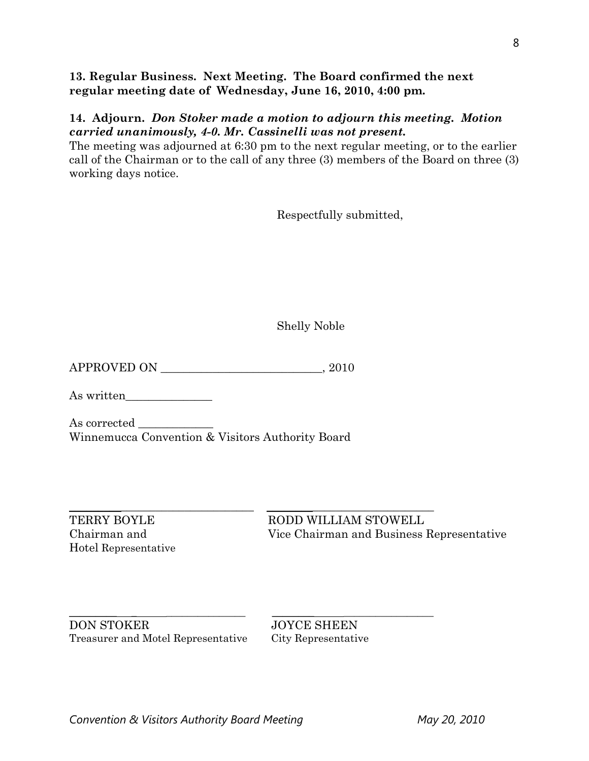**13. Regular Business. Next Meeting. The Board confirmed the next regular meeting date of Wednesday, June 16, 2010, 4:00 pm.**

**14. Adjourn.** ***Don Stoker made a motion to adjourn this meeting. Motion carried unanimously, 4-0. Mr. Cassinelli was not present.***

The meeting was adjourned at 6:30 pm to the next regular meeting, or to the earlier call of the Chairman or to the call of any three (3) members of the Board on three (3) working days notice.

Respectfully submitted,

Shelly Noble

APPROVED ON ___________________________, 2010

As written_______________

As corrected _____________

Winnemucca Convention & Visitors Authority Board

_______________________________

TERRY BOYLE
Chairman and
Hotel Representative

_______________________________

RODD WILLIAM STOWELL
Vice Chairman and Business Representative

_______________________________

DON STOKER
Treasurer and Motel Representative

_______________________________

JOYCE SHEEN
City Representative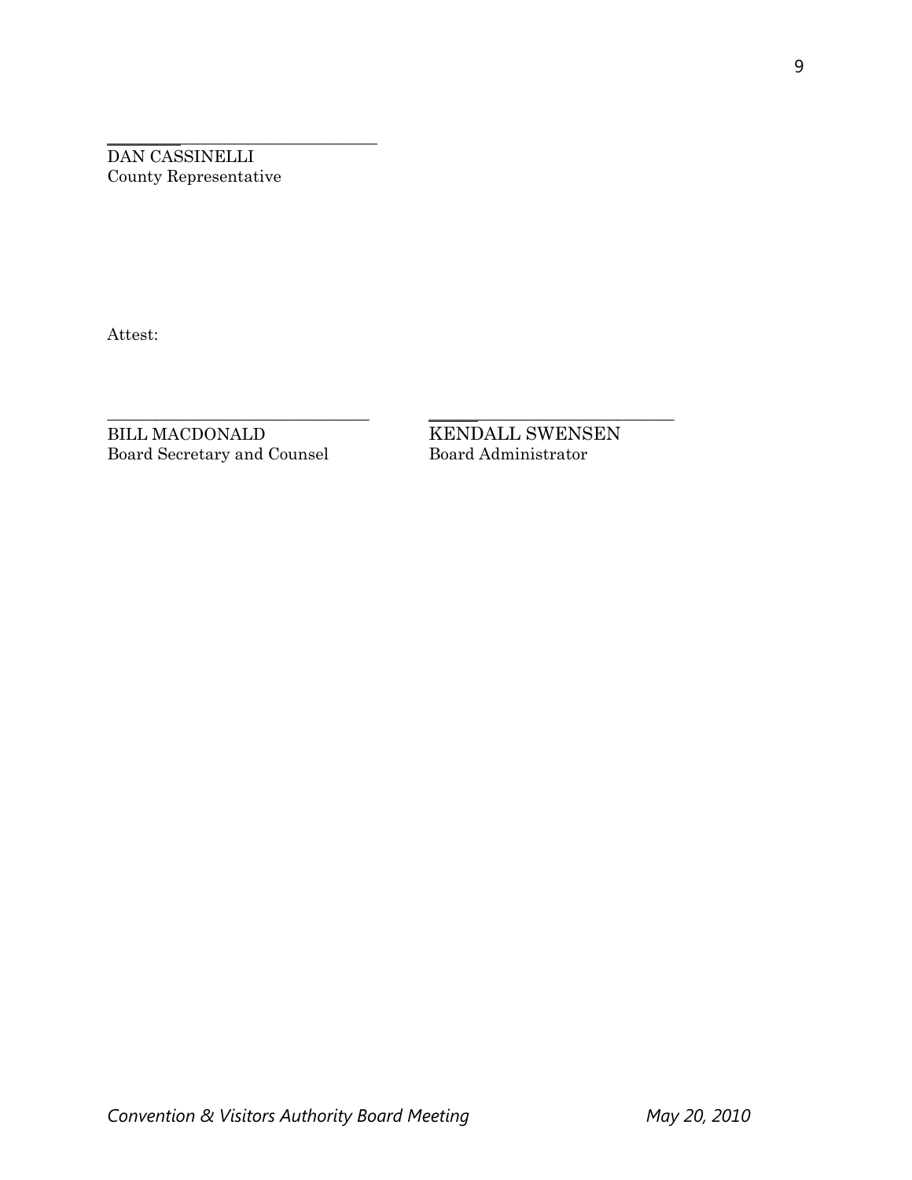\_\_\_\_\_\_\_\_\_\_\_\_\_\_\_\_\_\_\_\_\_\_\_\_\_\_\_\_\_\_\_\_

DAN CASSINELLI
County Representative

Attest:

\_\_\_\_\_\_\_\_\_\_\_\_\_\_\_\_\_\_\_\_\_\_\_\_\_\_\_\_\_\_\_\_

BILL MACDONALD
Board Secretary and Counsel

\_\_\_\_\_\_\_\_\_\_\_\_\_\_\_\_\_\_\_\_\_\_\_\_\_\_\_\_\_\_\_\_

KENDALL SWENSEN
Board Administrator